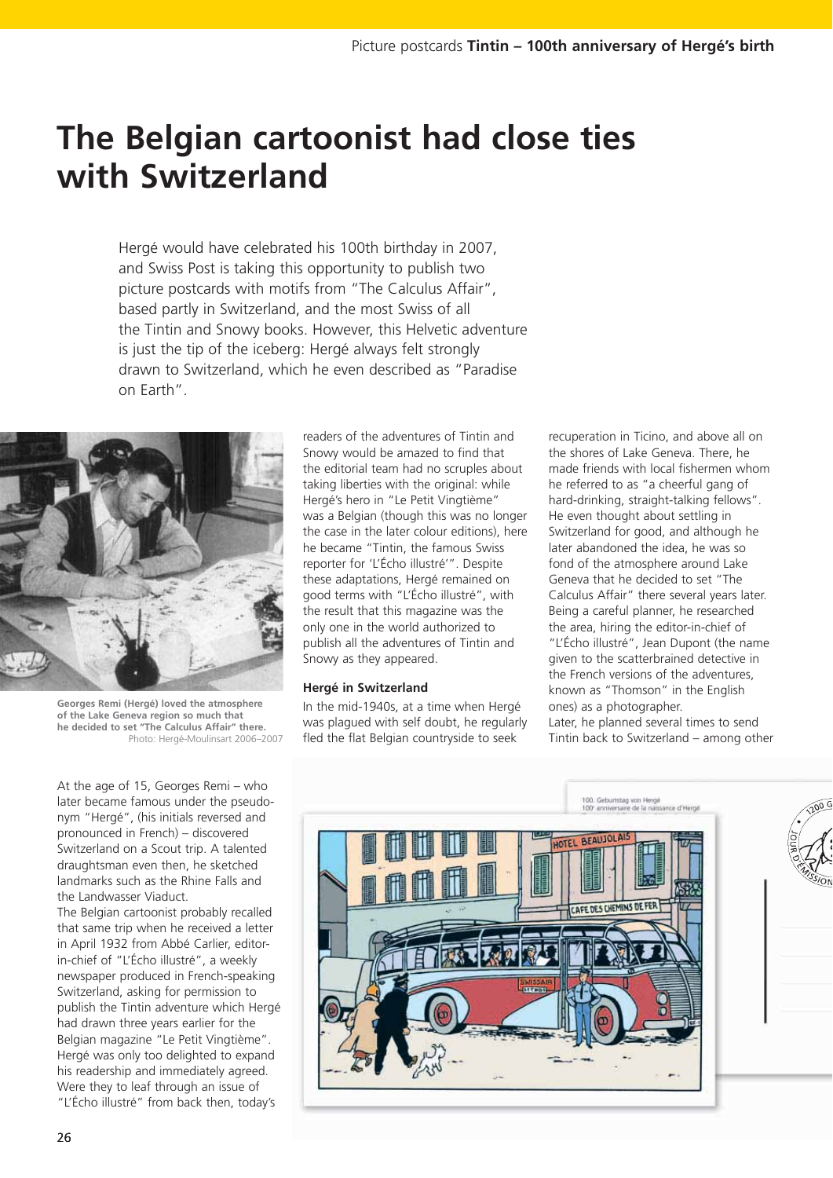# The Belgian cartoonist had close ties with Switzerland

Hergé would have celebrated his 100th birthday in 2007, and Swiss Post is taking this opportunity to publish two picture postcards with motifs from "The Calculus Affair", based partly in Switzerland, and the most Swiss of all the Tintin and Snowy books. However, this Helvetic adventure is just the tip of the iceberg: Hergé always felt strongly drawn to Switzerland, which he even described as "Paradise on Earth".

**Georges Remi (Hergé) loved the atmosphere of the Lake Geneva region so much that he decided to set "The Calculus Affair" there.** Photo: Hergé-Moulinsart 2006–2007

At the age of 15, Georges Remi – who later became famous under the pseudonym "Hergé", (his initials reversed and pronounced in French) – discovered Switzerland on a Scout trip. A talented draughtsman even then, he sketched landmarks such as the Rhine Falls and the Landwasser Viaduct.

The Belgian cartoonist probably recalled that same trip when he received a letter in April 1932 from Abbé Carlier, editor-in-chief of "L'Écho illustré", a weekly newspaper produced in French-speaking Switzerland, asking for permission to publish the Tintin adventure which Hergé had drawn three years earlier for the Belgian magazine "Le Petit Vingtième". Hergé was only too delighted to expand his readership and immediately agreed. Were they to leaf through an issue of "L'Écho illustré" from back then, today's readers of the adventures of Tintin and Snowy would be amazed to find that the editorial team had no scruples about taking liberties with the original: while Hergé's hero in "Le Petit Vingtième" was a Belgian (though this was no longer the case in the later colour editions), here he became "Tintin, the famous Swiss reporter for 'L'Écho illustré'". Despite these adaptations, Hergé remained on good terms with "L'Écho illustré", with the result that this magazine was the only one in the world authorized to publish all the adventures of Tintin and Snowy as they appeared.

### Hergé in Switzerland

In the mid-1940s, at a time when Hergé was plagued with self doubt, he regularly fled the flat Belgian countryside to seek recuperation in Ticino, and above all on the shores of Lake Geneva. There, he made friends with local fishermen whom he referred to as "a cheerful gang of hard-drinking, straight-talking fellows". He even thought about settling in Switzerland for good, and although he later abandoned the idea, he was so fond of the atmosphere around Lake Geneva that he decided to set "The Calculus Affair" there several years later. Being a careful planner, he researched the area, hiring the editor-in-chief of "L'Écho illustré", Jean Dupont (the name given to the scatterbrained detective in the French versions of the adventures, known as "Thomson" in the English ones) as a photographer.

Later, he planned several times to send Tintin back to Switzerland – among other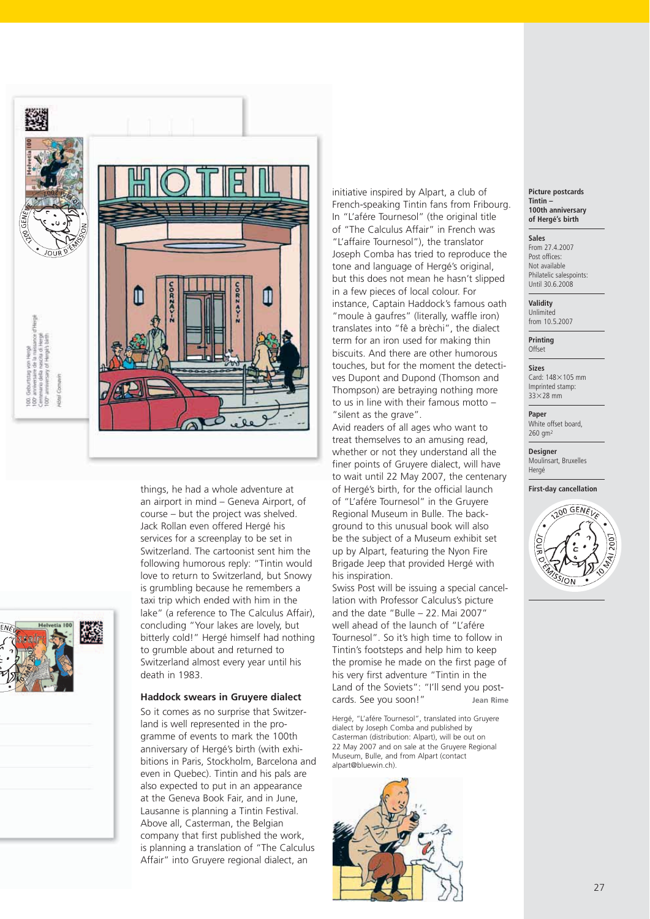things, he had a whole adventure at an airport in mind – Geneva Airport, of course – but the project was shelved. Jack Rollan even offered Hergé his services for a screenplay to be set in Switzerland. The cartoonist sent him the following humorous reply: "Tintin would love to return to Switzerland, but Snowy is grumbling because he remembers a taxi trip which ended with him in the lake" (a reference to The Calculus Affair), concluding "Your lakes are lovely, but bitterly cold!" Hergé himself had nothing to grumble about and returned to Switzerland almost every year until his death in 1983.

### Haddock swears in Gruyere dialect

So it comes as no surprise that Switzerland is well represented in the programme of events to mark the 100th anniversary of Hergé's birth (with exhibitions in Paris, Stockholm, Barcelona and even in Quebec). Tintin and his pals are also expected to put in an appearance at the Geneva Book Fair, and in June, Lausanne is planning a Tintin Festival. Above all, Casterman, the Belgian company that first published the work, is planning a translation of "The Calculus Affair" into Gruyere regional dialect, an initiative inspired by Alpart, a club of French-speaking Tintin fans from Fribourg. In "L'aféré Tournesol" (the original title of "The Calculus Affair" in French was "L'affaire Tournesol"), the translator Joseph Comba has tried to reproduce the tone and language of Hergé's original, but this does not mean he hasn't slipped in a few pieces of local colour. For instance, Captain Haddock's famous oath "moule à gaufres" (literally, waffle iron) translates into "fê a brèchi", the dialect term for an iron used for making thin biscuits. And there are other humorous touches, but for the moment the detectives Dupont and Dupond (Thomson and Thompson) are betraying nothing more to us in line with their famous motto – "silent as the grave".

Avid readers of all ages who want to treat themselves to an amusing read, whether or not they understand all the finer points of Gruyere dialect, will have to wait until 22 May 2007, the centenary of Hergé's birth, for the official launch of "L'aféré Tournesol" in the Gruyere Regional Museum in Bulle. The background to this unusual book will also be the subject of a Museum exhibit set up by Alpart, featuring the Nyon Fire Brigade Jeep that provided Hergé with his inspiration.

Swiss Post will be issuing a special cancellation with Professor Calculus's picture and the date "Bulle – 22. Mai 2007" well ahead of the launch of "L'aféré Tournesol". So it's high time to follow in Tintin's footsteps and help him to keep the promise he made on the first page of his very first adventure "Tintin in the Land of the Soviets": "I'll send you postcards. See you soon!"

**Jean Rime**

Hergé, "L'aféré Tournesol", translated into Gruyere dialect by Joseph Comba and published by Casterman (distribution: Alpart), will be out on 22 May 2007 and on sale at the Gruyere Regional Museum, Bulle, and from Alpart (contact alpart@bluewin.ch).

**Picture postcards Tintin – 100th anniversary of Hergé's birth**

**Sales**
From 27.4.2007
Post offices:
Not available
Philatelic salespoints:
Until 30.6.2008

**Validity**
Unlimited
from 10.5.2007

**Printing**
Offset

**Sizes**
Card: 148×105 mm
Imprinted stamp:
33×28 mm

**Paper**
White offset board,
260 gm²

**Designer**
Moulinsart, Bruxelles
Hergé

**First-day cancellation**